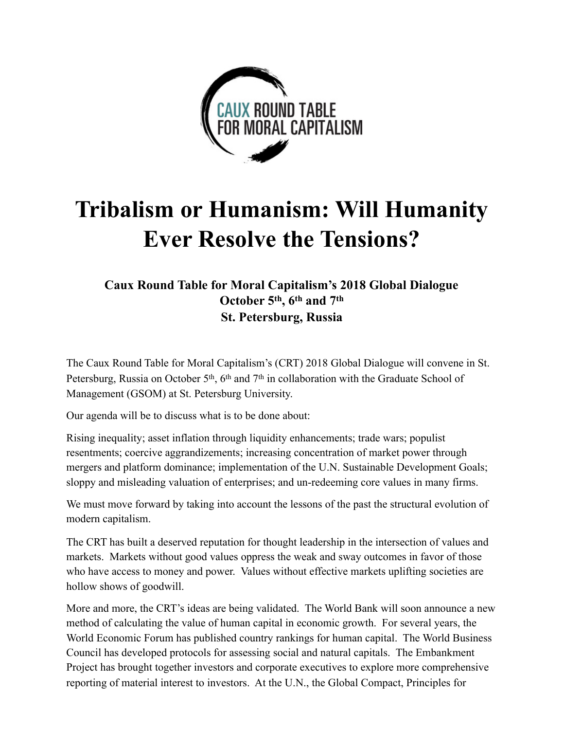CAUX ROUND TABLE FOR MORAL CAPITALISM

# Tribalism or Humanism: Will Humanity Ever Resolve the Tensions?

### Caux Round Table for Moral Capitalism's 2018 Global Dialogue
### October 5th, 6th and 7th
### St. Petersburg, Russia

The Caux Round Table for Moral Capitalism's (CRT) 2018 Global Dialogue will convene in St. Petersburg, Russia on October 5th, 6th and 7th in collaboration with the Graduate School of Management (GSOM) at St. Petersburg University.

Our agenda will be to discuss what is to be done about:

Rising inequality; asset inflation through liquidity enhancements; trade wars; populist resentments; coercive aggrandizements; increasing concentration of market power through mergers and platform dominance; implementation of the U.N. Sustainable Development Goals; sloppy and misleading valuation of enterprises; and un-redeeming core values in many firms.

We must move forward by taking into account the lessons of the past the structural evolution of modern capitalism.

The CRT has built a deserved reputation for thought leadership in the intersection of values and markets. Markets without good values oppress the weak and sway outcomes in favor of those who have access to money and power. Values without effective markets uplifting societies are hollow shows of goodwill.

More and more, the CRT's ideas are being validated. The World Bank will soon announce a new method of calculating the value of human capital in economic growth. For several years, the World Economic Forum has published country rankings for human capital. The World Business Council has developed protocols for assessing social and natural capitals. The Embankment Project has brought together investors and corporate executives to explore more comprehensive reporting of material interest to investors. At the U.N., the Global Compact, Principles for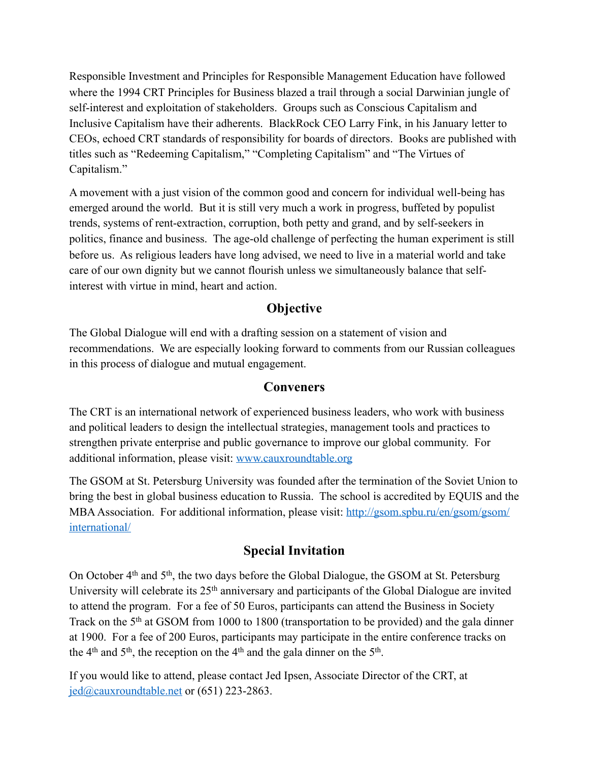Responsible Investment and Principles for Responsible Management Education have followed where the 1994 CRT Principles for Business blazed a trail through a social Darwinian jungle of self-interest and exploitation of stakeholders. Groups such as Conscious Capitalism and Inclusive Capitalism have their adherents. BlackRock CEO Larry Fink, in his January letter to CEOs, echoed CRT standards of responsibility for boards of directors. Books are published with titles such as "Redeeming Capitalism," "Completing Capitalism" and "The Virtues of Capitalism."

A movement with a just vision of the common good and concern for individual well-being has emerged around the world. But it is still very much a work in progress, buffeted by populist trends, systems of rent-extraction, corruption, both petty and grand, and by self-seekers in politics, finance and business. The age-old challenge of perfecting the human experiment is still before us. As religious leaders have long advised, we need to live in a material world and take care of our own dignity but we cannot flourish unless we simultaneously balance that self-interest with virtue in mind, heart and action.

## Objective

The Global Dialogue will end with a drafting session on a statement of vision and recommendations. We are especially looking forward to comments from our Russian colleagues in this process of dialogue and mutual engagement.

## Conveners

The CRT is an international network of experienced business leaders, who work with business and political leaders to design the intellectual strategies, management tools and practices to strengthen private enterprise and public governance to improve our global community. For additional information, please visit: [www.cauxroundtable.org](http://www.cauxroundtable.org)

The GSOM at St. Petersburg University was founded after the termination of the Soviet Union to bring the best in global business education to Russia. The school is accredited by EQUIS and the MBA Association. For additional information, please visit: [http://gsom.spbu.ru/en/gsom/gsom/international/](http://gsom.spbu.ru/en/gsom/gsom/international/)

## Special Invitation

On October 4th and 5th, the two days before the Global Dialogue, the GSOM at St. Petersburg University will celebrate its 25th anniversary and participants of the Global Dialogue are invited to attend the program. For a fee of 50 Euros, participants can attend the Business in Society Track on the 5th at GSOM from 1000 to 1800 (transportation to be provided) and the gala dinner at 1900. For a fee of 200 Euros, participants may participate in the entire conference tracks on the 4th and 5th, the reception on the 4th and the gala dinner on the 5th.

If you would like to attend, please contact Jed Ipsen, Associate Director of the CRT, at [jed@cauxroundtable.net](mailto:jed@cauxroundtable.net) or (651) 223-2863.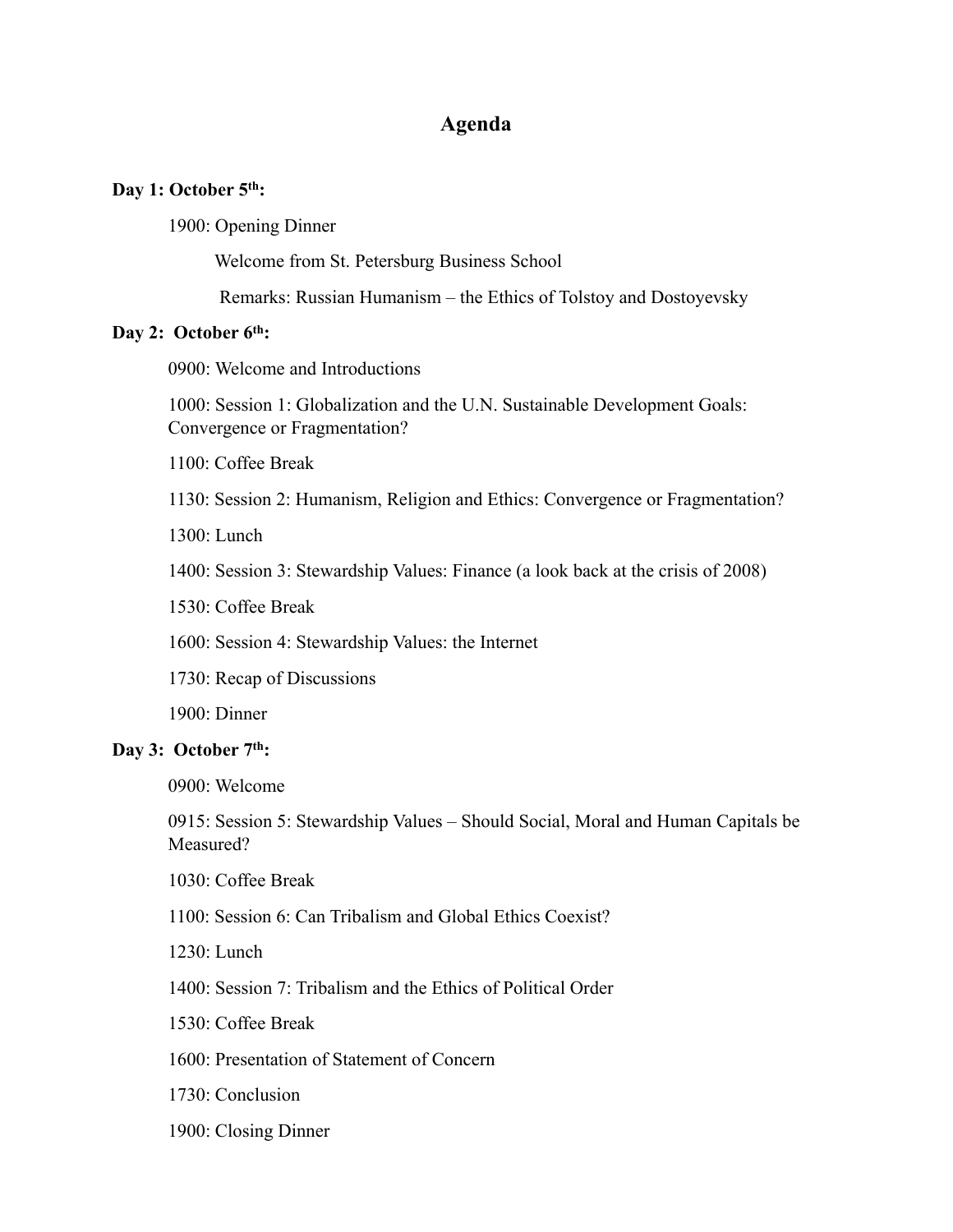# Agenda

**Day 1: October 5th:**

1900: Opening Dinner

Welcome from St. Petersburg Business School

Remarks: Russian Humanism – the Ethics of Tolstoy and Dostoyevsky

**Day 2: October 6th:**

0900: Welcome and Introductions

1000: Session 1: Globalization and the U.N. Sustainable Development Goals: Convergence or Fragmentation?

1100: Coffee Break

1130: Session 2: Humanism, Religion and Ethics: Convergence or Fragmentation?

1300: Lunch

1400: Session 3: Stewardship Values: Finance (a look back at the crisis of 2008)

1530: Coffee Break

1600: Session 4: Stewardship Values: the Internet

1730: Recap of Discussions

1900: Dinner

**Day 3: October 7th:**

0900: Welcome

0915: Session 5: Stewardship Values – Should Social, Moral and Human Capitals be Measured?

1030: Coffee Break

1100: Session 6: Can Tribalism and Global Ethics Coexist?

1230: Lunch

1400: Session 7: Tribalism and the Ethics of Political Order

1530: Coffee Break

1600: Presentation of Statement of Concern

1730: Conclusion

1900: Closing Dinner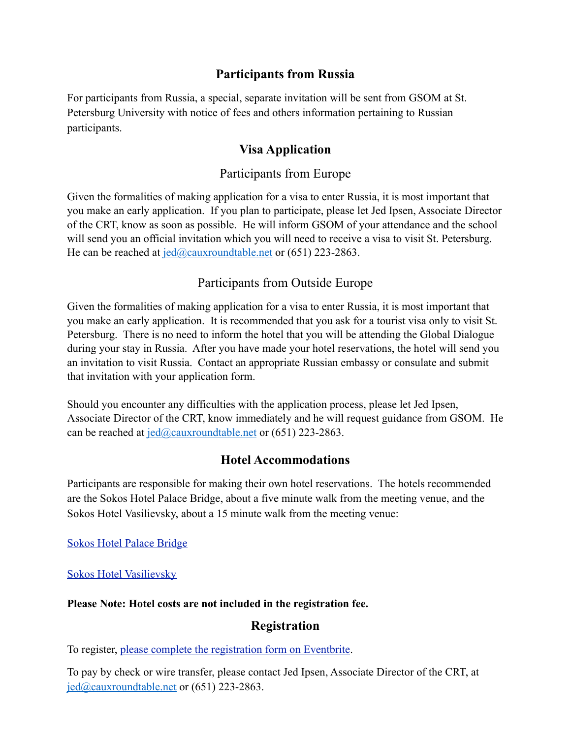## Participants from Russia

For participants from Russia, a special, separate invitation will be sent from GSOM at St. Petersburg University with notice of fees and others information pertaining to Russian participants.

## Visa Application

### Participants from Europe

Given the formalities of making application for a visa to enter Russia, it is most important that you make an early application. If you plan to participate, please let Jed Ipsen, Associate Director of the CRT, know as soon as possible. He will inform GSOM of your attendance and the school will send you an official invitation which you will need to receive a visa to visit St. Petersburg. He can be reached at jed@cauxroundtable.net or (651) 223-2863.

### Participants from Outside Europe

Given the formalities of making application for a visa to enter Russia, it is most important that you make an early application. It is recommended that you ask for a tourist visa only to visit St. Petersburg. There is no need to inform the hotel that you will be attending the Global Dialogue during your stay in Russia. After you have made your hotel reservations, the hotel will send you an invitation to visit Russia. Contact an appropriate Russian embassy or consulate and submit that invitation with your application form.

Should you encounter any difficulties with the application process, please let Jed Ipsen, Associate Director of the CRT, know immediately and he will request guidance from GSOM. He can be reached at jed@cauxroundtable.net or (651) 223-2863.

## Hotel Accommodations

Participants are responsible for making their own hotel reservations. The hotels recommended are the Sokos Hotel Palace Bridge, about a five minute walk from the meeting venue, and the Sokos Hotel Vasilievsky, about a 15 minute walk from the meeting venue:

Sokos Hotel Palace Bridge

Sokos Hotel Vasilievsky

**Please Note: Hotel costs are not included in the registration fee.**

## Registration

To register, please complete the registration form on Eventbrite.

To pay by check or wire transfer, please contact Jed Ipsen, Associate Director of the CRT, at jed@cauxroundtable.net or (651) 223-2863.